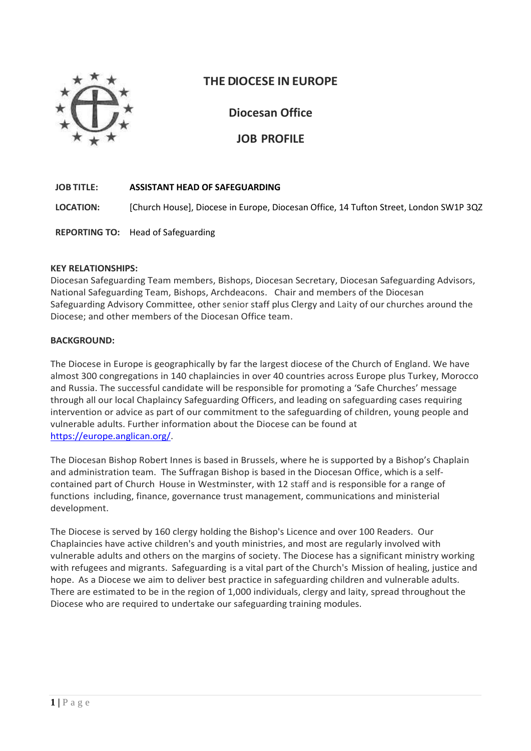# THE DIOCESE IN EUROPE

## Diocesan Office

## JOB PROFILE

**JOB TITLE:** **ASSISTANT HEAD OF SAFEGUARDING**

**LOCATION:** [Church House], Diocese in Europe, Diocesan Office, 14 Tufton Street, London SW1P 3QZ

**REPORTING TO:** Head of Safeguarding

**KEY RELATIONSHIPS:**
Diocesan Safeguarding Team members, Bishops, Diocesan Secretary, Diocesan Safeguarding Advisors, National Safeguarding Team, Bishops, Archdeacons. Chair and members of the Diocesan Safeguarding Advisory Committee, other senior staff plus Clergy and Laity of our churches around the Diocese; and other members of the Diocesan Office team.

**BACKGROUND:**

The Diocese in Europe is geographically by far the largest diocese of the Church of England. We have almost 300 congregations in 140 chaplaincies in over 40 countries across Europe plus Turkey, Morocco and Russia. The successful candidate will be responsible for promoting a 'Safe Churches' message through all our local Chaplaincy Safeguarding Officers, and leading on safeguarding cases requiring intervention or advice as part of our commitment to the safeguarding of children, young people and vulnerable adults. Further information about the Diocese can be found at https://europe.anglican.org/.

The Diocesan Bishop Robert Innes is based in Brussels, where he is supported by a Bishop's Chaplain and administration team. The Suffragan Bishop is based in the Diocesan Office, which is a self-contained part of Church House in Westminster, with 12 staff and is responsible for a range of functions including, finance, governance trust management, communications and ministerial development.

The Diocese is served by 160 clergy holding the Bishop's Licence and over 100 Readers. Our Chaplaincies have active children's and youth ministries, and most are regularly involved with vulnerable adults and others on the margins of society. The Diocese has a significant ministry working with refugees and migrants. Safeguarding is a vital part of the Church's Mission of healing, justice and hope. As a Diocese we aim to deliver best practice in safeguarding children and vulnerable adults. There are estimated to be in the region of 1,000 individuals, clergy and laity, spread throughout the Diocese who are required to undertake our safeguarding training modules.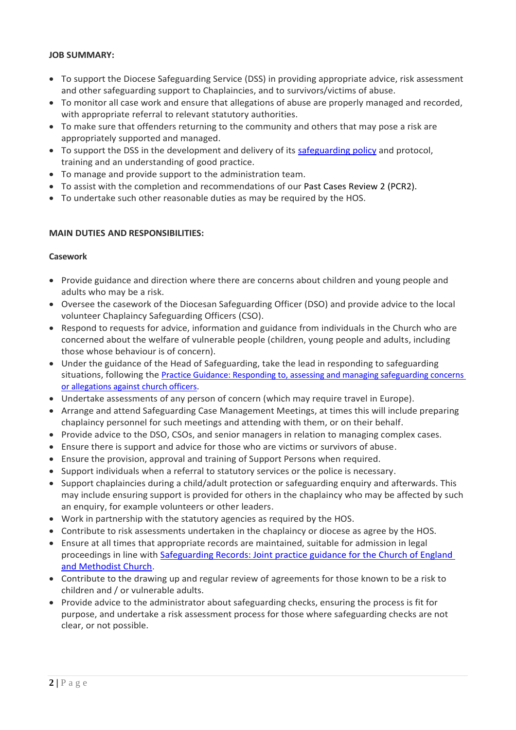**JOB SUMMARY:**

- To support the Diocese Safeguarding Service (DSS) in providing appropriate advice, risk assessment and other safeguarding support to Chaplaincies, and to survivors/victims of abuse.
- To monitor all case work and ensure that allegations of abuse are properly managed and recorded, with appropriate referral to relevant statutory authorities.
- To make sure that offenders returning to the community and others that may pose a risk are appropriately supported and managed.
- To support the DSS in the development and delivery of its safeguarding policy and protocol, training and an understanding of good practice.
- To manage and provide support to the administration team.
- To assist with the completion and recommendations of our Past Cases Review 2 (PCR2).
- To undertake such other reasonable duties as may be required by the HOS.

**MAIN DUTIES AND RESPONSIBILITIES:**

**Casework**

- Provide guidance and direction where there are concerns about children and young people and adults who may be a risk.
- Oversee the casework of the Diocesan Safeguarding Officer (DSO) and provide advice to the local volunteer Chaplaincy Safeguarding Officers (CSO).
- Respond to requests for advice, information and guidance from individuals in the Church who are concerned about the welfare of vulnerable people (children, young people and adults, including those whose behaviour is of concern).
- Under the guidance of the Head of Safeguarding, take the lead in responding to safeguarding situations, following the Practice Guidance: Responding to, assessing and managing safeguarding concerns or allegations against church officers.
- Undertake assessments of any person of concern (which may require travel in Europe).
- Arrange and attend Safeguarding Case Management Meetings, at times this will include preparing chaplaincy personnel for such meetings and attending with them, or on their behalf.
- Provide advice to the DSO, CSOs, and senior managers in relation to managing complex cases.
- Ensure there is support and advice for those who are victims or survivors of abuse.
- Ensure the provision, approval and training of Support Persons when required.
- Support individuals when a referral to statutory services or the police is necessary.
- Support chaplaincies during a child/adult protection or safeguarding enquiry and afterwards. This may include ensuring support is provided for others in the chaplaincy who may be affected by such an enquiry, for example volunteers or other leaders.
- Work in partnership with the statutory agencies as required by the HOS.
- Contribute to risk assessments undertaken in the chaplaincy or diocese as agree by the HOS.
- Ensure at all times that appropriate records are maintained, suitable for admission in legal proceedings in line with Safeguarding Records: Joint practice guidance for the Church of England and Methodist Church.
- Contribute to the drawing up and regular review of agreements for those known to be a risk to children and / or vulnerable adults.
- Provide advice to the administrator about safeguarding checks, ensuring the process is fit for purpose, and undertake a risk assessment process for those where safeguarding checks are not clear, or not possible.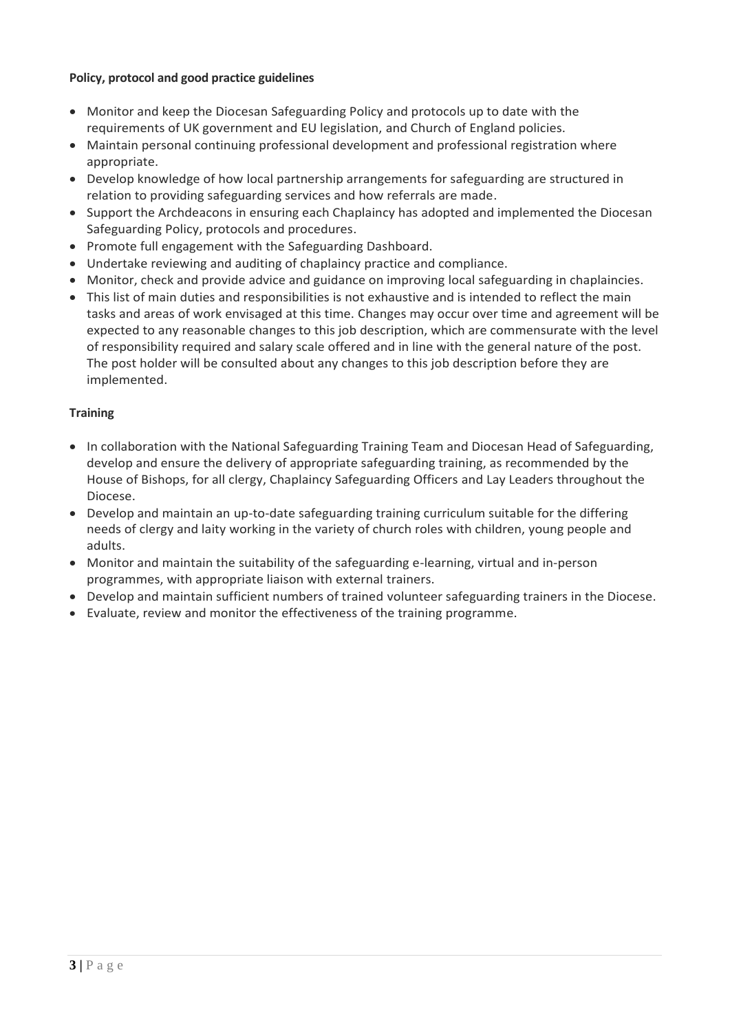**Policy, protocol and good practice guidelines**

- Monitor and keep the Diocesan Safeguarding Policy and protocols up to date with the requirements of UK government and EU legislation, and Church of England policies.
- Maintain personal continuing professional development and professional registration where appropriate.
- Develop knowledge of how local partnership arrangements for safeguarding are structured in relation to providing safeguarding services and how referrals are made.
- Support the Archdeacons in ensuring each Chaplaincy has adopted and implemented the Diocesan Safeguarding Policy, protocols and procedures.
- Promote full engagement with the Safeguarding Dashboard.
- Undertake reviewing and auditing of chaplaincy practice and compliance.
- Monitor, check and provide advice and guidance on improving local safeguarding in chaplaincies.
- This list of main duties and responsibilities is not exhaustive and is intended to reflect the main tasks and areas of work envisaged at this time. Changes may occur over time and agreement will be expected to any reasonable changes to this job description, which are commensurate with the level of responsibility required and salary scale offered and in line with the general nature of the post. The post holder will be consulted about any changes to this job description before they are implemented.

**Training**

- In collaboration with the National Safeguarding Training Team and Diocesan Head of Safeguarding, develop and ensure the delivery of appropriate safeguarding training, as recommended by the House of Bishops, for all clergy, Chaplaincy Safeguarding Officers and Lay Leaders throughout the Diocese.
- Develop and maintain an up-to-date safeguarding training curriculum suitable for the differing needs of clergy and laity working in the variety of church roles with children, young people and adults.
- Monitor and maintain the suitability of the safeguarding e-learning, virtual and in-person programmes, with appropriate liaison with external trainers.
- Develop and maintain sufficient numbers of trained volunteer safeguarding trainers in the Diocese.
- Evaluate, review and monitor the effectiveness of the training programme.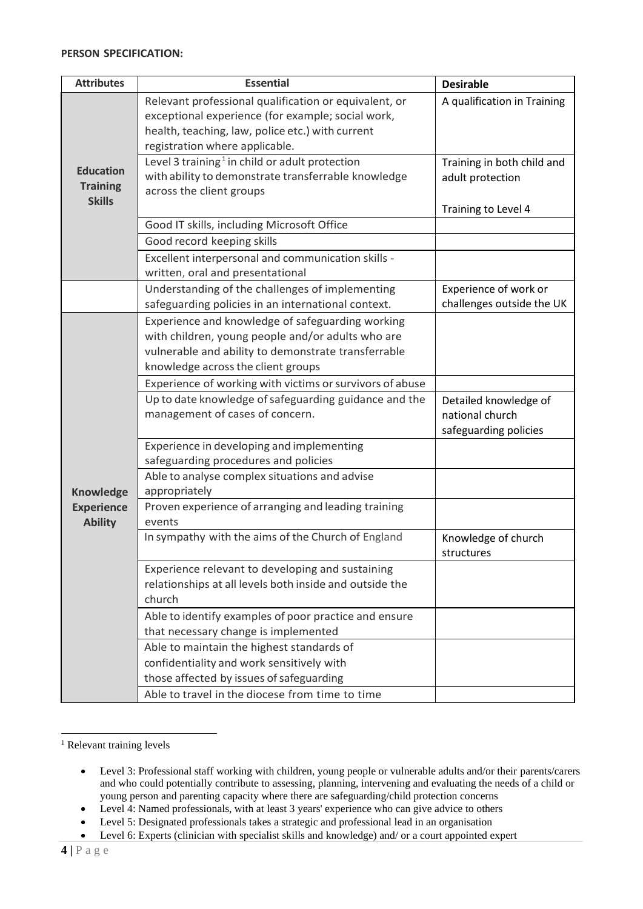**PERSON SPECIFICATION:**

| Attributes | Essential | Desirable |
|---|---|---|
| **Education Training Skills** | Relevant professional qualification or equivalent, or exceptional experience (for example; social work, health, teaching, law, police etc.) with current registration where applicable. | A qualification in Training |
| | Level 3 training[1] in child or adult protection with ability to demonstrate transferrable knowledge across the client groups | Training in both child and adult protection<br><br>Training to Level 4 |
| | Good IT skills, including Microsoft Office | |
| | Good record keeping skills | |
| | Excellent interpersonal and communication skills - written, oral and presentational | |
| | Understanding of the challenges of implementing safeguarding policies in an international context. | Experience of work or challenges outside the UK |
| **Knowledge Experience Ability** | Experience and knowledge of safeguarding working with children, young people and/or adults who are vulnerable and ability to demonstrate transferrable knowledge across the client groups | |
| | Experience of working with victims or survivors of abuse | |
| | Up to date knowledge of safeguarding guidance and the management of cases of concern. | Detailed knowledge of national church safeguarding policies |
| | Experience in developing and implementing safeguarding procedures and policies | |
| | Able to analyse complex situations and advise appropriately | |
| | Proven experience of arranging and leading training events | |
| | In sympathy with the aims of the Church of England | Knowledge of church structures |
| | Experience relevant to developing and sustaining relationships at all levels both inside and outside the church | |
| | Able to identify examples of poor practice and ensure that necessary change is implemented | |
| | Able to maintain the highest standards of confidentiality and work sensitively with those affected by issues of safeguarding | |
| | Able to travel in the diocese from time to time | |

[1] Relevant training levels

- Level 3: Professional staff working with children, young people or vulnerable adults and/or their parents/carers and who could potentially contribute to assessing, planning, intervening and evaluating the needs of a child or young person and parenting capacity where there are safeguarding/child protection concerns
- Level 4: Named professionals, with at least 3 years' experience who can give advice to others
- Level 5: Designated professionals takes a strategic and professional lead in an organisation
- Level 6: Experts (clinician with specialist skills and knowledge) and/ or a court appointed expert